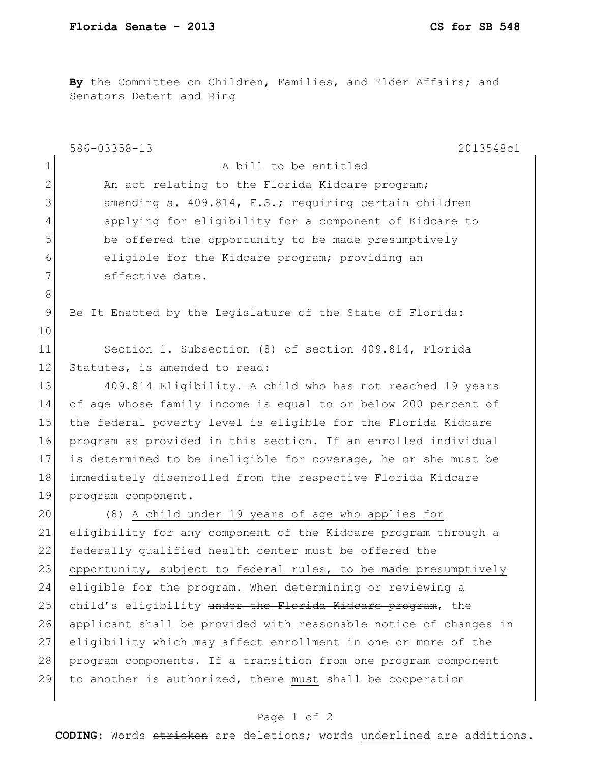**By** the Committee on Children, Families, and Elder Affairs; and Senators Detert and Ring

586-03358-13 2013548c1

1 A bill to be entitled
2 An act relating to the Florida Kidcare program;
3 amending s. 409.814, F.S.; requiring certain children
4 applying for eligibility for a component of Kidcare to
5 be offered the opportunity to be made presumptively
6 eligible for the Kidcare program; providing an
7 effective date.
8
9 Be It Enacted by the Legislature of the State of Florida:
10
11 Section 1. Subsection (8) of section 409.814, Florida
12 Statutes, is amended to read:
13 409.814 Eligibility.—A child who has not reached 19 years
14 of age whose family income is equal to or below 200 percent of
15 the federal poverty level is eligible for the Florida Kidcare
16 program as provided in this section. If an enrolled individual
17 is determined to be ineligible for coverage, he or she must be
18 immediately disenrolled from the respective Florida Kidcare
19 program component.
20 (8) <u>A child under 19 years of age who applies for</u>
21 <u>eligibility for any component of the Kidcare program through a</u>
22 <u>federally qualified health center must be offered the</u>
23 <u>opportunity, subject to federal rules, to be made presumptively</u>
24 <u>eligible for the program.</u> When determining or reviewing a
25 child's eligibility ~~under the Florida Kidcare program~~, the
26 applicant shall be provided with reasonable notice of changes in
27 eligibility which may affect enrollment in one or more of the
28 program components. If a transition from one program component
29 to another is authorized, there <u>must</u> ~~shall~~ be cooperation

**CODING:** Words ~~stricken~~ are deletions; words <u>underlined</u> are additions.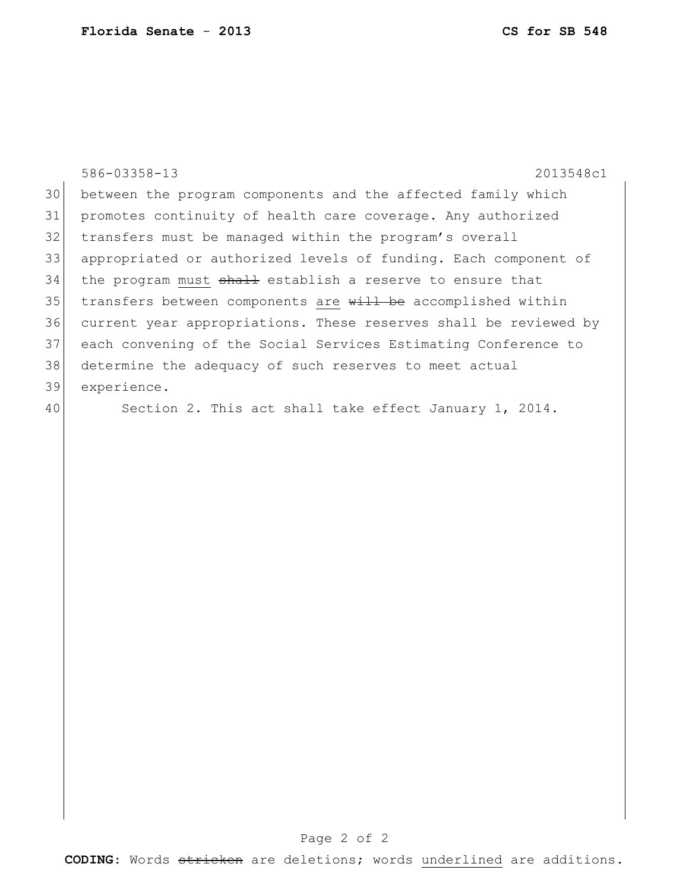between the program components and the affected family which promotes continuity of health care coverage. Any authorized transfers must be managed within the program's overall appropriated or authorized levels of funding. Each component of the program <u>must</u> ~~shall~~ establish a reserve to ensure that transfers between components <u>are</u> ~~will be~~ accomplished within current year appropriations. These reserves shall be reviewed by each convening of the Social Services Estimating Conference to determine the adequacy of such reserves to meet actual experience.

Section 2. This act shall take effect January 1, 2014.